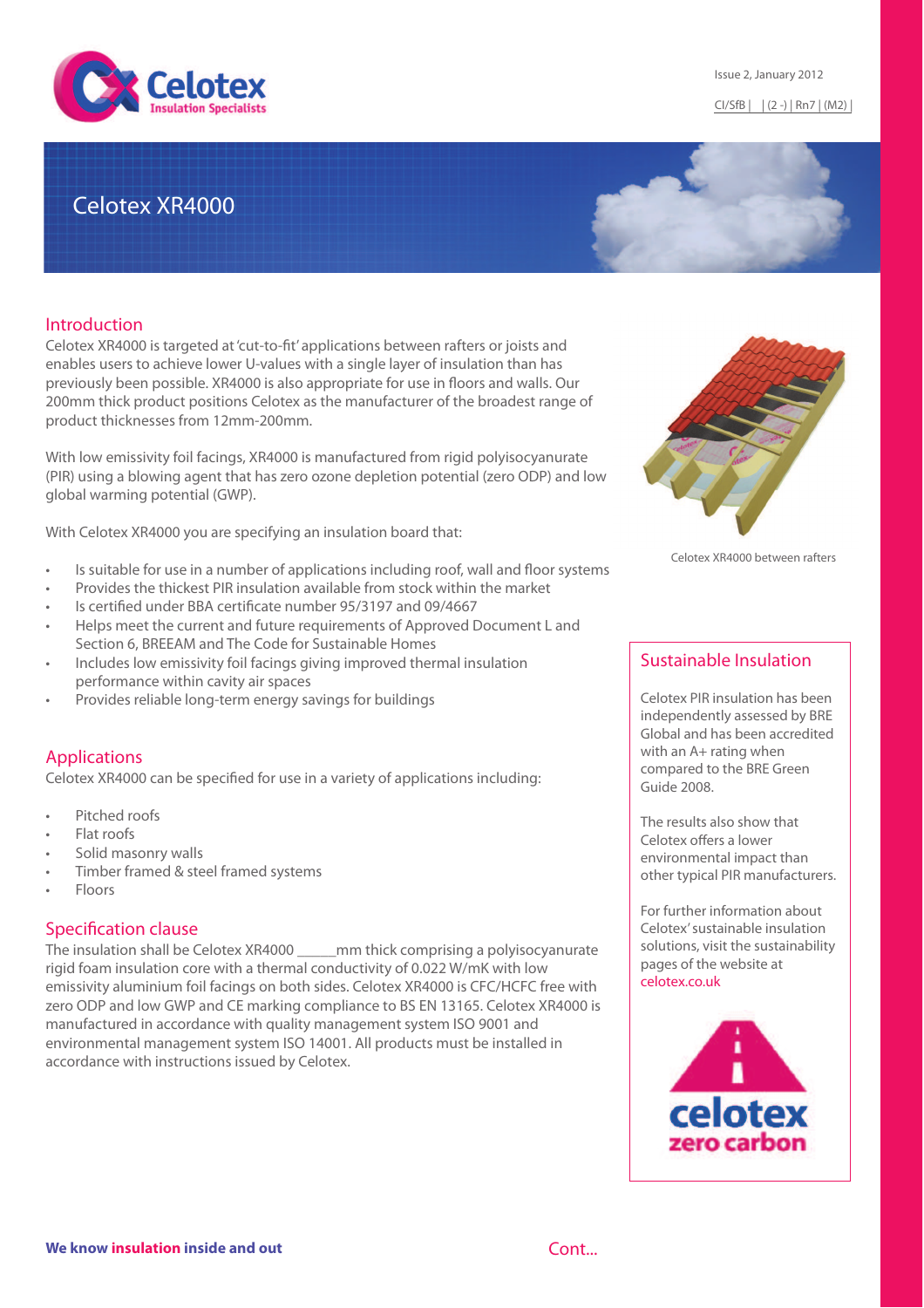Issue 2, January 2012

CI/SfB | | (2 -) | Rn7 | (M2) |

# Celotex XR4000

## Introduction

Celotex XR4000 is targeted at 'cut-to-fit' applications between rafters or joists and enables users to achieve lower U-values with a single layer of insulation than has previously been possible. XR4000 is also appropriate for use in floors and walls. Our 200mm thick product positions Celotex as the manufacturer of the broadest range of product thicknesses from 12mm-200mm.

With low emissivity foil facings, XR4000 is manufactured from rigid polyisocyanurate (PIR) using a blowing agent that has zero ozone depletion potential (zero ODP) and low global warming potential (GWP).

With Celotex XR4000 you are specifying an insulation board that:

- Is suitable for use in a number of applications including roof, wall and floor systems
- Provides the thickest PIR insulation available from stock within the market
- Is certified under BBA certificate number 95/3197 and 09/4667
- Helps meet the current and future requirements of Approved Document L and Section 6, BREEAM and The Code for Sustainable Homes
- Includes low emissivity foil facings giving improved thermal insulation performance within cavity air spaces
- Provides reliable long-term energy savings for buildings

Celotex XR4000 between rafters

## Applications

Celotex XR4000 can be specified for use in a variety of applications including:

- Pitched roofs
- Flat roofs
- Solid masonry walls
- Timber framed & steel framed systems
- Floors

## Specification clause

The insulation shall be Celotex XR4000 _____mm thick comprising a polyisocyanurate rigid foam insulation core with a thermal conductivity of 0.022 W/mK with low emissivity aluminium foil facings on both sides. Celotex XR4000 is CFC/HCFC free with zero ODP and low GWP and CE marking compliance to BS EN 13165. Celotex XR4000 is manufactured in accordance with quality management system ISO 9001 and environmental management system ISO 14001. All products must be installed in accordance with instructions issued by Celotex.

## Sustainable Insulation

Celotex PIR insulation has been independently assessed by BRE Global and has been accredited with an A+ rating when compared to the BRE Green Guide 2008.

The results also show that Celotex offers a lower environmental impact than other typical PIR manufacturers.

For further information about Celotex' sustainable insulation solutions, visit the sustainability pages of the website at celotex.co.uk

celotex zero carbon

**We know insulation inside and out**

Cont...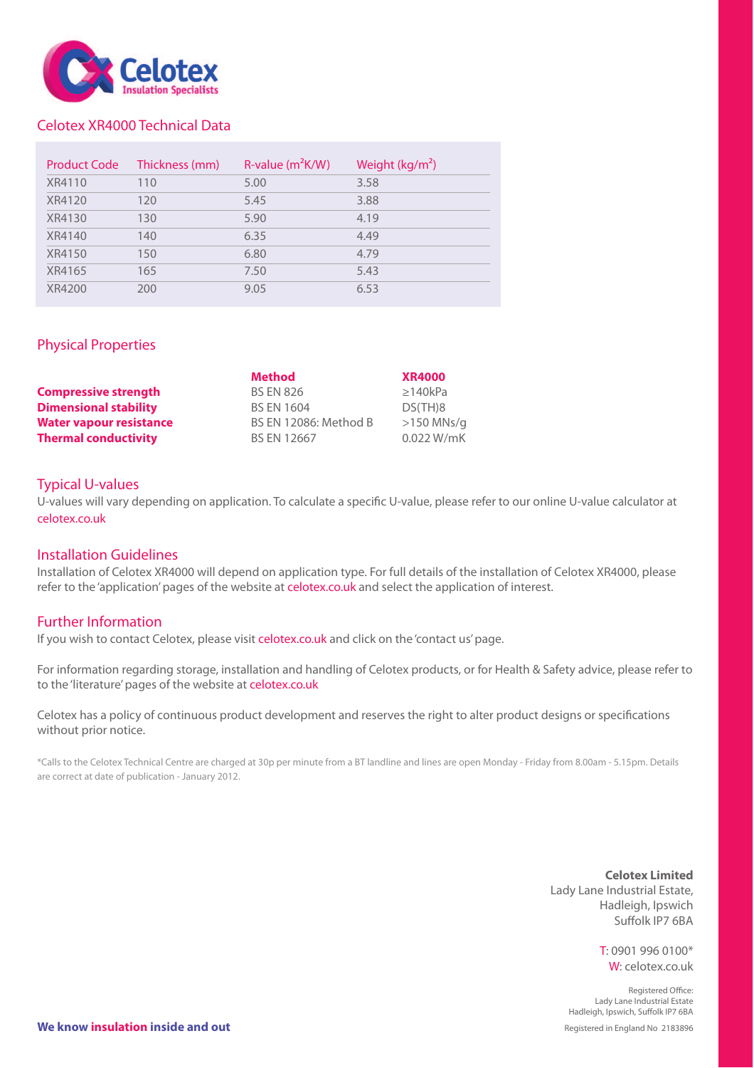## Celotex XR4000 Technical Data

| Product Code | Thickness (mm) | R-value ($m^2K/W$) | Weight ($kg/m^2$) |
|---|---|---|---|
| XR4110 | 110 | 5.00 | 3.58 |
| XR4120 | 120 | 5.45 | 3.88 |
| XR4130 | 130 | 5.90 | 4.19 |
| XR4140 | 140 | 6.35 | 4.49 |
| XR4150 | 150 | 6.80 | 4.79 |
| XR4165 | 165 | 7.50 | 5.43 |
| XR4200 | 200 | 9.05 | 6.53 |

## Physical Properties

| | **Method** | **XR4000** |
|---|---|---|
| **Compressive strength** | BS EN 826 | ≥140kPa |
| **Dimensional stability** | BS EN 1604 | DS(TH)8 |
| **Water vapour resistance** | BS EN 12086: Method B | >150 MNs/g |
| **Thermal conductivity** | BS EN 12667 | 0.022 W/mK |

## Typical U-values

U-values will vary depending on application. To calculate a specific U-value, please refer to our online U-value calculator at celotex.co.uk

## Installation Guidelines

Installation of Celotex XR4000 will depend on application type. For full details of the installation of Celotex XR4000, please refer to the 'application' pages of the website at celotex.co.uk and select the application of interest.

## Further Information

If you wish to contact Celotex, please visit celotex.co.uk and click on the 'contact us' page.

For information regarding storage, installation and handling of Celotex products, or for Health & Safety advice, please refer to to the 'literature' pages of the website at celotex.co.uk

Celotex has a policy of continuous product development and reserves the right to alter product designs or specifications without prior notice.

*Calls to the Celotex Technical Centre are charged at 30p per minute from a BT landline and lines are open Monday - Friday from 8.00am - 5.15pm. Details are correct at date of publication - January 2012.

**Celotex Limited**
Lady Lane Industrial Estate,
Hadleigh, Ipswich
Suffolk IP7 6BA

T: 0901 996 0100*
W: celotex.co.uk

Registered Office:
Lady Lane Industrial Estate
Hadleigh, Ipswich, Suffolk IP7 6BA

**We know insulation inside and out**

Registered in England No 2183896